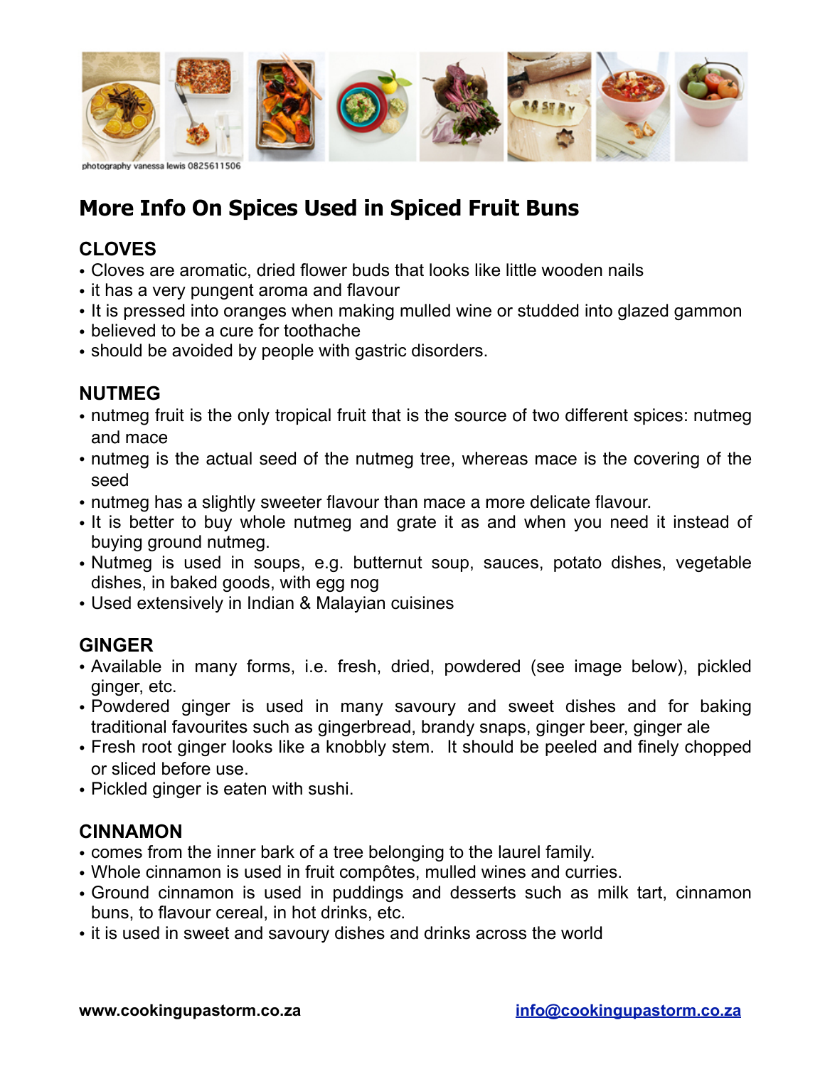photography vanessa lewis 0825611506

# More Info On Spices Used in Spiced Fruit Buns

## CLOVES

- Cloves are aromatic, dried flower buds that looks like little wooden nails
- it has a very pungent aroma and flavour
- It is pressed into oranges when making mulled wine or studded into glazed gammon
- believed to be a cure for toothache
- should be avoided by people with gastric disorders.

## NUTMEG

- nutmeg fruit is the only tropical fruit that is the source of two different spices: nutmeg and mace
- nutmeg is the actual seed of the nutmeg tree, whereas mace is the covering of the seed
- nutmeg has a slightly sweeter flavour than mace a more delicate flavour.
- It is better to buy whole nutmeg and grate it as and when you need it instead of buying ground nutmeg.
- Nutmeg is used in soups, e.g. butternut soup, sauces, potato dishes, vegetable dishes, in baked goods, with egg nog
- Used extensively in Indian & Malayian cuisines

## GINGER

- Available in many forms, i.e. fresh, dried, powdered (see image below), pickled ginger, etc.
- Powdered ginger is used in many savoury and sweet dishes and for baking traditional favourites such as gingerbread, brandy snaps, ginger beer, ginger ale
- Fresh root ginger looks like a knobbly stem. It should be peeled and finely chopped or sliced before use.
- Pickled ginger is eaten with sushi.

## CINNAMON

- comes from the inner bark of a tree belonging to the laurel family.
- Whole cinnamon is used in fruit compôtes, mulled wines and curries.
- Ground cinnamon is used in puddings and desserts such as milk tart, cinnamon buns, to flavour cereal, in hot drinks, etc.
- it is used in sweet and savoury dishes and drinks across the world

**www.cookingupastorm.co.za** [info@cookingupastorm.co.za](mailto:info@cookingupastorm.co.za)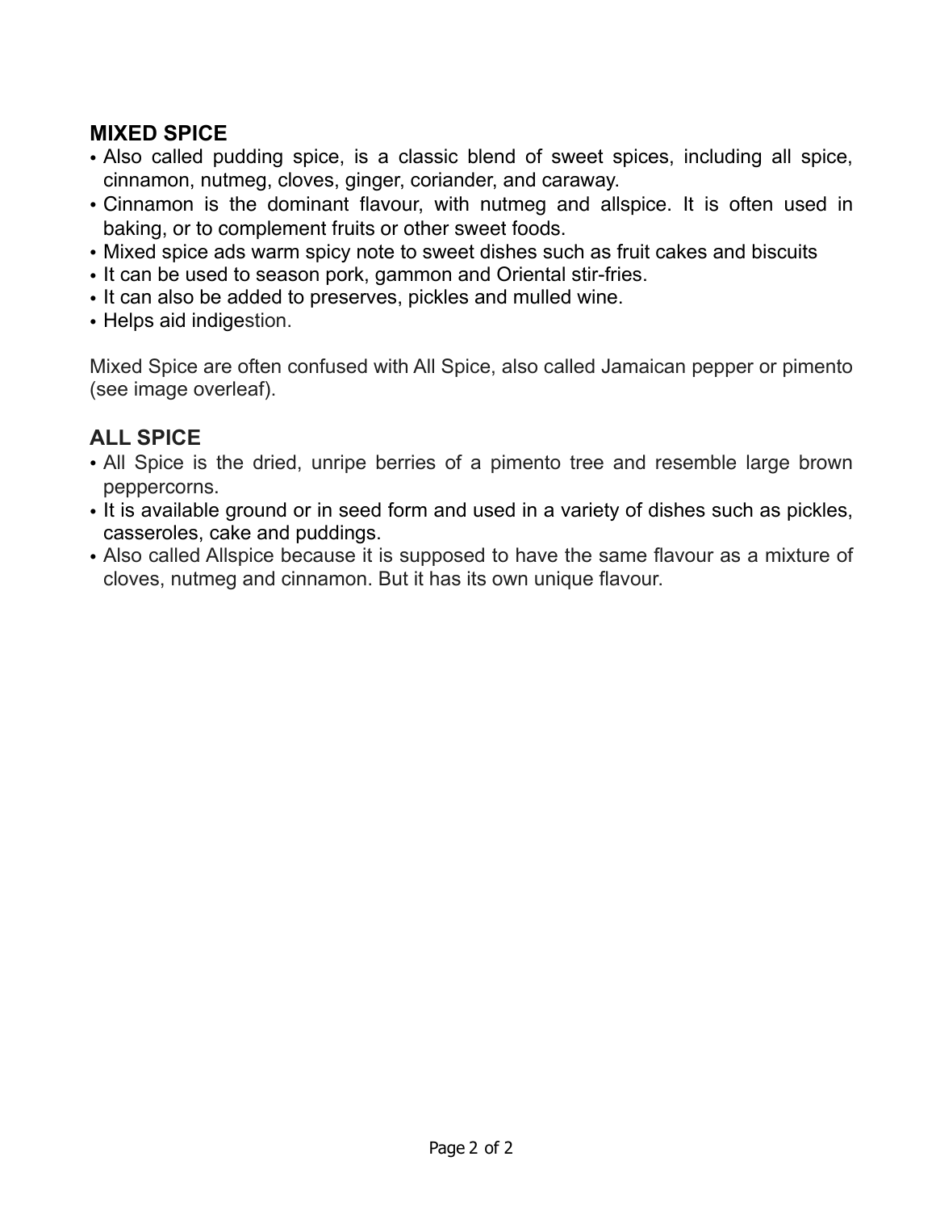## MIXED SPICE

- Also called pudding spice, is a classic blend of sweet spices, including all spice, cinnamon, nutmeg, cloves, ginger, coriander, and caraway.
- Cinnamon is the dominant flavour, with nutmeg and allspice. It is often used in baking, or to complement fruits or other sweet foods.
- Mixed spice ads warm spicy note to sweet dishes such as fruit cakes and biscuits
- It can be used to season pork, gammon and Oriental stir-fries.
- It can also be added to preserves, pickles and mulled wine.
- Helps aid indigestion.

Mixed Spice are often confused with All Spice, also called Jamaican pepper or pimento (see image overleaf).

## ALL SPICE

- All Spice is the dried, unripe berries of a pimento tree and resemble large brown peppercorns.
- It is available ground or in seed form and used in a variety of dishes such as pickles, casseroles, cake and puddings.
- Also called Allspice because it is supposed to have the same flavour as a mixture of cloves, nutmeg and cinnamon. But it has its own unique flavour.